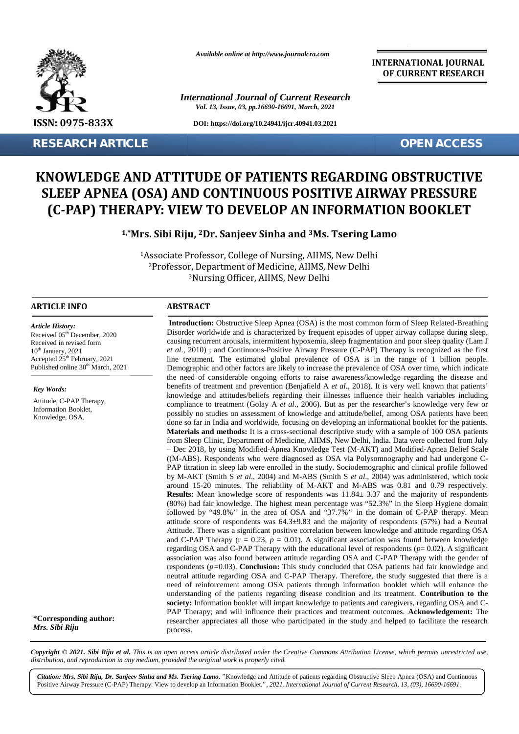**RESEARCH ARTICLE** **OPEN ACCESS**

# KNOWLEDGE AND ATTITUDE OF PATIENTS REGARDING OBSTRUCTIVE SLEEP APNEA (OSA) AND CONTINUOUS POSITIVE AIRWAY PRESSURE (C-PAP) THERAPY: VIEW TO DEVELOP AN INFORMATION BOOKLET

**[1,*]Mrs. Sibi Riju, [2]Dr. Sanjeev Sinha and [3]Ms. Tsering Lamo**

[1]Associate Professor, College of Nursing, AIIMS, New Delhi
[2]Professor, Department of Medicine, AIIMS, New Delhi
[3]Nursing Officer, AIIMS, New Delhi

## ARTICLE INFO

*Article History:*
Received 05th December, 2020
Received in revised form
10th January, 2021
Accepted 25th February, 2021
Published online 30th March, 2021

*Key Words:*
Attitude, C-PAP Therapy, Information Booklet, Knowledge, OSA.

**\*Corresponding author:**
***Mrs. Sibi Riju***

## ABSTRACT

**Introduction:** Obstructive Sleep Apnea (OSA) is the most common form of Sleep Related-Breathing Disorder worldwide and is characterized by frequent episodes of upper airway collapse during sleep, causing recurrent arousals, intermittent hypoxemia, sleep fragmentation and poor sleep quality (Lam J *et al*., 2010) ; and Continuous-Positive Airway Pressure (C-PAP) Therapy is recognized as the first line treatment. The estimated global prevalence of OSA is in the range of 1 billion people. Demographic and other factors are likely to increase the prevalence of OSA over time, which indicate the need of considerable ongoing efforts to raise awareness/knowledge regarding the disease and benefits of treatment and prevention (Benjafield A *et al*., 2018). It is very well known that patients' knowledge and attitudes/beliefs regarding their illnesses influence their health variables including compliance to treatment (Golay A *et al*., 2006). But as per the researcher's knowledge very few or possibly no studies on assessment of knowledge and attitude/belief, among OSA patients have been done so far in India and worldwide, focusing on developing an informational booklet for the patients. **Materials and methods:** It is a cross-sectional descriptive study with a sample of 100 OSA patients from Sleep Clinic, Department of Medicine, AIIMS, New Delhi, India. Data were collected from July – Dec 2018, by using Modified-Apnea Knowledge Test (M-AKT) and Modified-Apnea Belief Scale ((M-ABS). Respondents who were diagnosed as OSA via Polysomnography and had undergone C-PAP titration in sleep lab were enrolled in the study. Sociodemographic and clinical profile followed by M-AKT (Smith S *et al*., 2004) and M-ABS (Smith S *et al*., 2004) was administered, which took around 15-20 minutes. The reliability of M-AKT and M-ABS was 0.81 and 0.79 respectively. **Results:** Mean knowledge score of respondents was 11.84± 3.37 and the majority of respondents (80%) had fair knowledge. The highest mean percentage was "52.3%" in the Sleep Hygiene domain followed by "49.8%'' in the area of OSA and "37.7%'' in the domain of C-PAP therapy. Mean attitude score of respondents was 64.3±9.83 and the majority of respondents (57%) had a Neutral Attitude. There was a significant positive correlation between knowledge and attitude regarding OSA and C-PAP Therapy ($r = 0.23$, $p = 0.01$). A significant association was found between knowledge regarding OSA and C-PAP Therapy with the educational level of respondents ($p = 0.02$). A significant association was also found between attitude regarding OSA and C-PAP Therapy with the gender of respondents ($p = 0.03$). **Conclusion:** This study concluded that OSA patients had fair knowledge and neutral attitude regarding OSA and C-PAP Therapy. Therefore, the study suggested that there is a need of reinforcement among OSA patients through information booklet which will enhance the understanding of the patients regarding disease condition and its treatment. **Contribution to the society:** Information booklet will impart knowledge to patients and caregivers, regarding OSA and C-PAP Therapy; and will influence their practices and treatment outcomes. **Acknowledgement:** The researcher appreciates all those who participated in the study and helped to facilitate the research process.

*Copyright © 2021. Sibi Riju et al. This is an open access article distributed under the Creative Commons Attribution License, which permits unrestricted use, distribution, and reproduction in any medium, provided the original work is properly cited.*

***Citation: Mrs. Sibi Riju, Dr. Sanjeev Sinha and Ms. Tsering Lamo***. "Knowledge and Attitude of patients regarding Obstructive Sleep Apnea (OSA) and Continuous Positive Airway Pressure (C-PAP) Therapy: View to develop an Information Booklet.", *2021. International Journal of Current Research, 13, (03), 16690-16691.*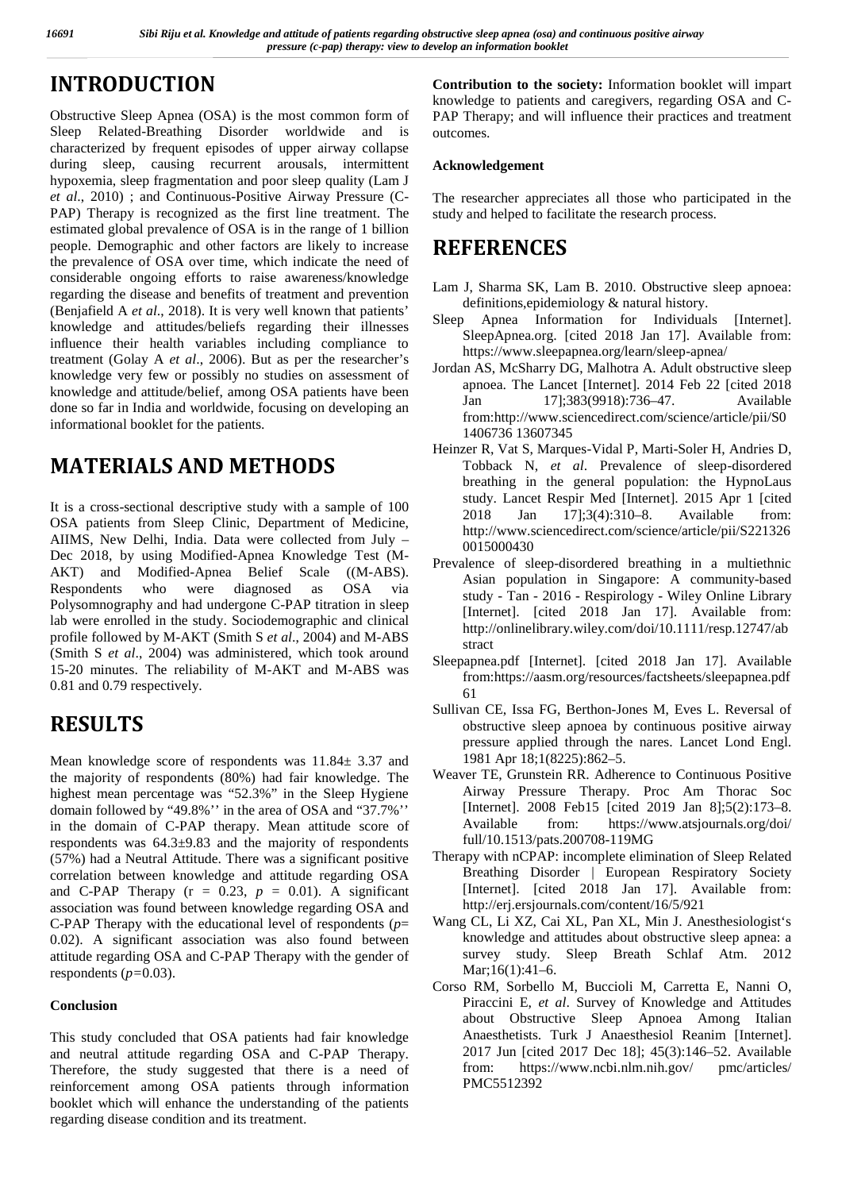# INTRODUCTION

Obstructive Sleep Apnea (OSA) is the most common form of Sleep Related-Breathing Disorder worldwide and is characterized by frequent episodes of upper airway collapse during sleep, causing recurrent arousals, intermittent hypoxemia, sleep fragmentation and poor sleep quality (Lam J *et al*., 2010) ; and Continuous-Positive Airway Pressure (C-PAP) Therapy is recognized as the first line treatment. The estimated global prevalence of OSA is in the range of 1 billion people. Demographic and other factors are likely to increase the prevalence of OSA over time, which indicate the need of considerable ongoing efforts to raise awareness/knowledge regarding the disease and benefits of treatment and prevention (Benjafield A *et al*., 2018). It is very well known that patients' knowledge and attitudes/beliefs regarding their illnesses influence their health variables including compliance to treatment (Golay A *et al*., 2006). But as per the researcher's knowledge very few or possibly no studies on assessment of knowledge and attitude/belief, among OSA patients have been done so far in India and worldwide, focusing on developing an informational booklet for the patients.

# MATERIALS AND METHODS

It is a cross-sectional descriptive study with a sample of 100 OSA patients from Sleep Clinic, Department of Medicine, AIIMS, New Delhi, India. Data were collected from July – Dec 2018, by using Modified-Apnea Knowledge Test (M-AKT) and Modified-Apnea Belief Scale ((M-ABS). Respondents who were diagnosed as OSA via Polysomnography and had undergone C-PAP titration in sleep lab were enrolled in the study. Sociodemographic and clinical profile followed by M-AKT (Smith S *et al*., 2004) and M-ABS (Smith S *et al*., 2004) was administered, which took around 15-20 minutes. The reliability of M-AKT and M-ABS was 0.81 and 0.79 respectively.

# RESULTS

Mean knowledge score of respondents was 11.84± 3.37 and the majority of respondents (80%) had fair knowledge. The highest mean percentage was "52.3%" in the Sleep Hygiene domain followed by "49.8%'' in the area of OSA and "37.7%'' in the domain of C-PAP therapy. Mean attitude score of respondents was 64.3±9.83 and the majority of respondents (57%) had a Neutral Attitude. There was a significant positive correlation between knowledge and attitude regarding OSA and C-PAP Therapy ($r = 0.23$, $p = 0.01$). A significant association was found between knowledge regarding OSA and C-PAP Therapy with the educational level of respondents ($p= 0.02$). A significant association was also found between attitude regarding OSA and C-PAP Therapy with the gender of respondents ($p=0.03$).

### Conclusion

This study concluded that OSA patients had fair knowledge and neutral attitude regarding OSA and C-PAP Therapy. Therefore, the study suggested that there is a need of reinforcement among OSA patients through information booklet which will enhance the understanding of the patients regarding disease condition and its treatment.

**Contribution to the society:** Information booklet will impart knowledge to patients and caregivers, regarding OSA and C-PAP Therapy; and will influence their practices and treatment outcomes.

### Acknowledgement

The researcher appreciates all those who participated in the study and helped to facilitate the research process.

# REFERENCES

Lam J, Sharma SK, Lam B. 2010. Obstructive sleep apnoea: definitions,epidemiology & natural history.

Sleep Apnea Information for Individuals [Internet]. SleepApnea.org. [cited 2018 Jan 17]. Available from: https://www.sleepapnea.org/learn/sleep-apnea/

Jordan AS, McSharry DG, Malhotra A. Adult obstructive sleep apnoea. The Lancet [Internet]. 2014 Feb 22 [cited 2018 Jan 17];383(9918):736–47. Available from:http://www.sciencedirect.com/science/article/pii/S0 1406736 13607345

Heinzer R, Vat S, Marques-Vidal P, Marti-Soler H, Andries D, Tobback N, *et al*. Prevalence of sleep-disordered breathing in the general population: the HypnoLaus study. Lancet Respir Med [Internet]. 2015 Apr 1 [cited 2018 Jan 17];3(4):310–8. Available from: http://www.sciencedirect.com/science/article/pii/S221326 0015000430

Prevalence of sleep-disordered breathing in a multiethnic Asian population in Singapore: A community-based study - Tan - 2016 - Respirology - Wiley Online Library [Internet]. [cited 2018 Jan 17]. Available from: http://onlinelibrary.wiley.com/doi/10.1111/resp.12747/abstract

Sleepapnea.pdf [Internet]. [cited 2018 Jan 17]. Available from:https://aasm.org/resources/factsheets/sleepapnea.pdf 61

Sullivan CE, Issa FG, Berthon-Jones M, Eves L. Reversal of obstructive sleep apnoea by continuous positive airway pressure applied through the nares. Lancet Lond Engl. 1981 Apr 18;1(8225):862–5.

Weaver TE, Grunstein RR. Adherence to Continuous Positive Airway Pressure Therapy. Proc Am Thorac Soc [Internet]. 2008 Feb15 [cited 2019 Jan 8];5(2):173–8. Available from: https://www.atsjournals.org/doi/full/10.1513/pats.200708-119MG

Therapy with nCPAP: incomplete elimination of Sleep Related Breathing Disorder | European Respiratory Society [Internet]. [cited 2018 Jan 17]. Available from: http://erj.ersjournals.com/content/16/5/921

Wang CL, Li XZ, Cai XL, Pan XL, Min J. Anesthesiologist's knowledge and attitudes about obstructive sleep apnea: a survey study. Sleep Breath Schlaf Atm. 2012 Mar;16(1):41–6.

Corso RM, Sorbello M, Buccioli M, Carretta E, Nanni O, Piraccini E, *et al*. Survey of Knowledge and Attitudes about Obstructive Sleep Apnoea Among Italian Anaesthetists. Turk J Anaesthesiol Reanim [Internet]. 2017 Jun [cited 2017 Dec 18]; 45(3):146–52. Available from: https://www.ncbi.nlm.nih.gov/ pmc/articles/ PMC5512392